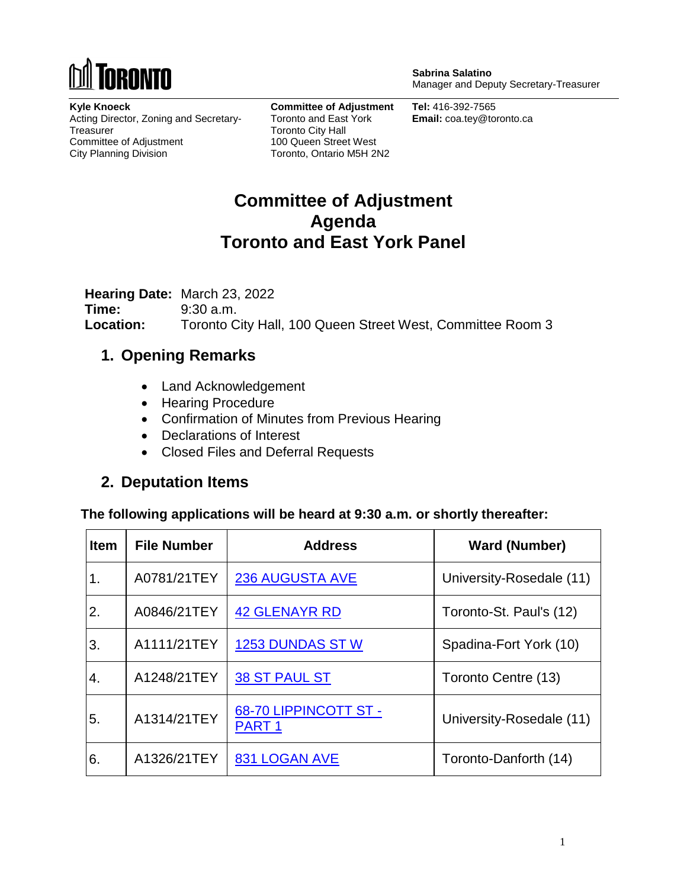TORONTO

**Sabrina Salatino**
Manager and Deputy Secretary-Treasurer

**Kyle Knoeck**
Acting Director, Zoning and Secretary-Treasurer
Committee of Adjustment
City Planning Division

**Committee of Adjustment**
Toronto and East York
Toronto City Hall
100 Queen Street West
Toronto, Ontario M5H 2N2

**Tel:** 416-392-7565
**Email:** coa.tey@toronto.ca

# Committee of Adjustment Agenda Toronto and East York Panel

**Hearing Date:** March 23, 2022
**Time:** 9:30 a.m.
**Location:** Toronto City Hall, 100 Queen Street West, Committee Room 3

## 1. Opening Remarks

- Land Acknowledgement
- Hearing Procedure
- Confirmation of Minutes from Previous Hearing
- Declarations of Interest
- Closed Files and Deferral Requests

## 2. Deputation Items

**The following applications will be heard at 9:30 a.m. or shortly thereafter:**

| Item | File Number | Address | Ward (Number) |
| --- | --- | --- | --- |
| 1. | A0781/21TEY | 236 AUGUSTA AVE | University-Rosedale (11) |
| 2. | A0846/21TEY | 42 GLENAYR RD | Toronto-St. Paul's (12) |
| 3. | A1111/21TEY | 1253 DUNDAS ST W | Spadina-Fort York (10) |
| 4. | A1248/21TEY | 38 ST PAUL ST | Toronto Centre (13) |
| 5. | A1314/21TEY | 68-70 LIPPINCOTT ST - PART 1 | University-Rosedale (11) |
| 6. | A1326/21TEY | 831 LOGAN AVE | Toronto-Danforth (14) |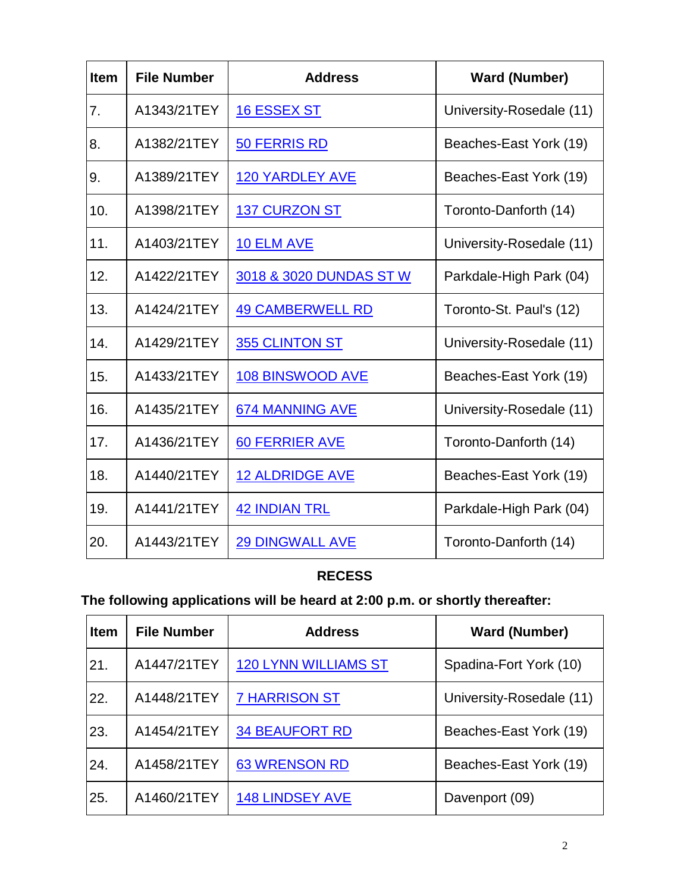| Item | File Number | Address | Ward (Number) |
|---|---|---|---|
| 7. | A1343/21TEY | 16 ESSEX ST | University-Rosedale (11) |
| 8. | A1382/21TEY | 50 FERRIS RD | Beaches-East York (19) |
| 9. | A1389/21TEY | 120 YARDLEY AVE | Beaches-East York (19) |
| 10. | A1398/21TEY | 137 CURZON ST | Toronto-Danforth (14) |
| 11. | A1403/21TEY | 10 ELM AVE | University-Rosedale (11) |
| 12. | A1422/21TEY | 3018 & 3020 DUNDAS ST W | Parkdale-High Park (04) |
| 13. | A1424/21TEY | 49 CAMBERWELL RD | Toronto-St. Paul's (12) |
| 14. | A1429/21TEY | 355 CLINTON ST | University-Rosedale (11) |
| 15. | A1433/21TEY | 108 BINSWOOD AVE | Beaches-East York (19) |
| 16. | A1435/21TEY | 674 MANNING AVE | University-Rosedale (11) |
| 17. | A1436/21TEY | 60 FERRIER AVE | Toronto-Danforth (14) |
| 18. | A1440/21TEY | 12 ALDRIDGE AVE | Beaches-East York (19) |
| 19. | A1441/21TEY | 42 INDIAN TRL | Parkdale-High Park (04) |
| 20. | A1443/21TEY | 29 DINGWALL AVE | Toronto-Danforth (14) |

**RECESS**

**The following applications will be heard at 2:00 p.m. or shortly thereafter:**

| Item | File Number | Address | Ward (Number) |
|---|---|---|---|
| 21. | A1447/21TEY | 120 LYNN WILLIAMS ST | Spadina-Fort York (10) |
| 22. | A1448/21TEY | 7 HARRISON ST | University-Rosedale (11) |
| 23. | A1454/21TEY | 34 BEAUFORT RD | Beaches-East York (19) |
| 24. | A1458/21TEY | 63 WRENSON RD | Beaches-East York (19) |
| 25. | A1460/21TEY | 148 LINDSEY AVE | Davenport (09) |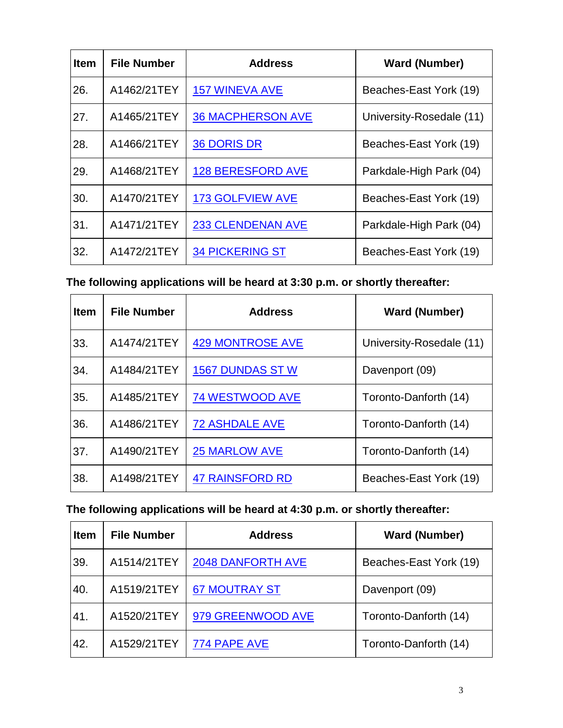| Item | File Number | Address | Ward (Number) |
|---|---|---|---|
| 26. | A1462/21TEY | 157 WINEVA AVE | Beaches-East York (19) |
| 27. | A1465/21TEY | 36 MACPHERSON AVE | University-Rosedale (11) |
| 28. | A1466/21TEY | 36 DORIS DR | Beaches-East York (19) |
| 29. | A1468/21TEY | 128 BERESFORD AVE | Parkdale-High Park (04) |
| 30. | A1470/21TEY | 173 GOLFVIEW AVE | Beaches-East York (19) |
| 31. | A1471/21TEY | 233 CLENDENAN AVE | Parkdale-High Park (04) |
| 32. | A1472/21TEY | 34 PICKERING ST | Beaches-East York (19) |

**The following applications will be heard at 3:30 p.m. or shortly thereafter:**

| Item | File Number | Address | Ward (Number) |
|---|---|---|---|
| 33. | A1474/21TEY | 429 MONTROSE AVE | University-Rosedale (11) |
| 34. | A1484/21TEY | 1567 DUNDAS ST W | Davenport (09) |
| 35. | A1485/21TEY | 74 WESTWOOD AVE | Toronto-Danforth (14) |
| 36. | A1486/21TEY | 72 ASHDALE AVE | Toronto-Danforth (14) |
| 37. | A1490/21TEY | 25 MARLOW AVE | Toronto-Danforth (14) |
| 38. | A1498/21TEY | 47 RAINSFORD RD | Beaches-East York (19) |

**The following applications will be heard at 4:30 p.m. or shortly thereafter:**

| Item | File Number | Address | Ward (Number) |
|---|---|---|---|
| 39. | A1514/21TEY | 2048 DANFORTH AVE | Beaches-East York (19) |
| 40. | A1519/21TEY | 67 MOUTRAY ST | Davenport (09) |
| 41. | A1520/21TEY | 979 GREENWOOD AVE | Toronto-Danforth (14) |
| 42. | A1529/21TEY | 774 PAPE AVE | Toronto-Danforth (14) |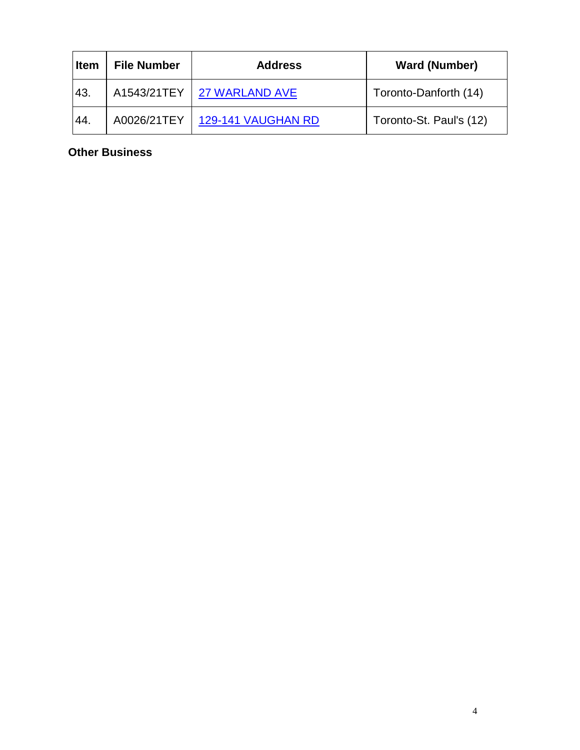| Item | File Number | Address | Ward (Number) |
|---|---|---|---|
| 43. | A1543/21TEY | 27 WARLAND AVE | Toronto-Danforth (14) |
| 44. | A0026/21TEY | 129-141 VAUGHAN RD | Toronto-St. Paul's (12) |

**Other Business**